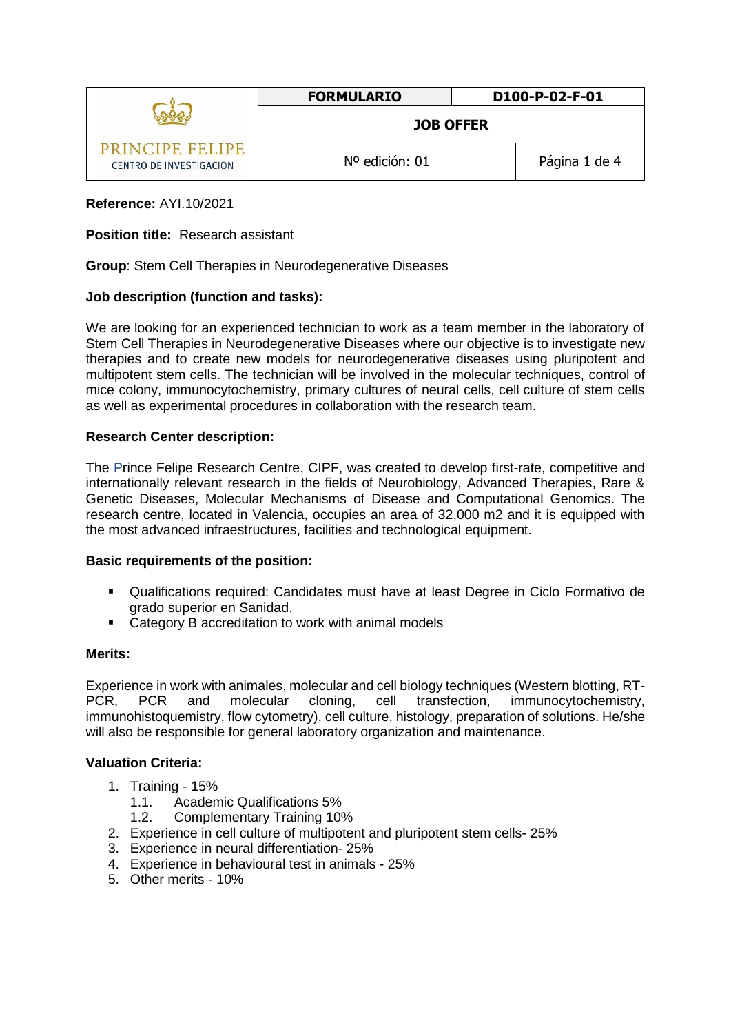| PRINCIPE FELIPE CENTRO DE INVESTIGACION | FORMULARIO | D100-P-02-F-01 |
|---|---|---|
| | JOB OFFER | |
| | Nº edición: 01 | Página 1 de 4 |

**Reference:** AYI.10/2021

**Position title:** Research assistant

**Group**: Stem Cell Therapies in Neurodegenerative Diseases

**Job description (function and tasks):**

We are looking for an experienced technician to work as a team member in the laboratory of Stem Cell Therapies in Neurodegenerative Diseases where our objective is to investigate new therapies and to create new models for neurodegenerative diseases using pluripotent and multipotent stem cells. The technician will be involved in the molecular techniques, control of mice colony, immunocytochemistry, primary cultures of neural cells, cell culture of stem cells as well as experimental procedures in collaboration with the research team.

**Research Center description:**

The Prince Felipe Research Centre, CIPF, was created to develop first-rate, competitive and internationally relevant research in the fields of Neurobiology, Advanced Therapies, Rare & Genetic Diseases, Molecular Mechanisms of Disease and Computational Genomics. The research centre, located in Valencia, occupies an area of 32,000 m2 and it is equipped with the most advanced infraestructures, facilities and technological equipment.

**Basic requirements of the position:**

- Qualifications required: Candidates must have at least Degree in Ciclo Formativo de grado superior en Sanidad.
- Category B accreditation to work with animal models

**Merits:**

Experience in work with animales, molecular and cell biology techniques (Western blotting, RT-PCR, PCR and molecular cloning, cell transfection, immunocytochemistry, immunohistoquemistry, flow cytometry), cell culture, histology, preparation of solutions. He/she will also be responsible for general laboratory organization and maintenance.

**Valuation Criteria:**

1. Training - 15%
   1.1. Academic Qualifications 5%
   1.2. Complementary Training 10%
2. Experience in cell culture of multipotent and pluripotent stem cells- 25%
3. Experience in neural differentiation- 25%
4. Experience in behavioural test in animals - 25%
5. Other merits - 10%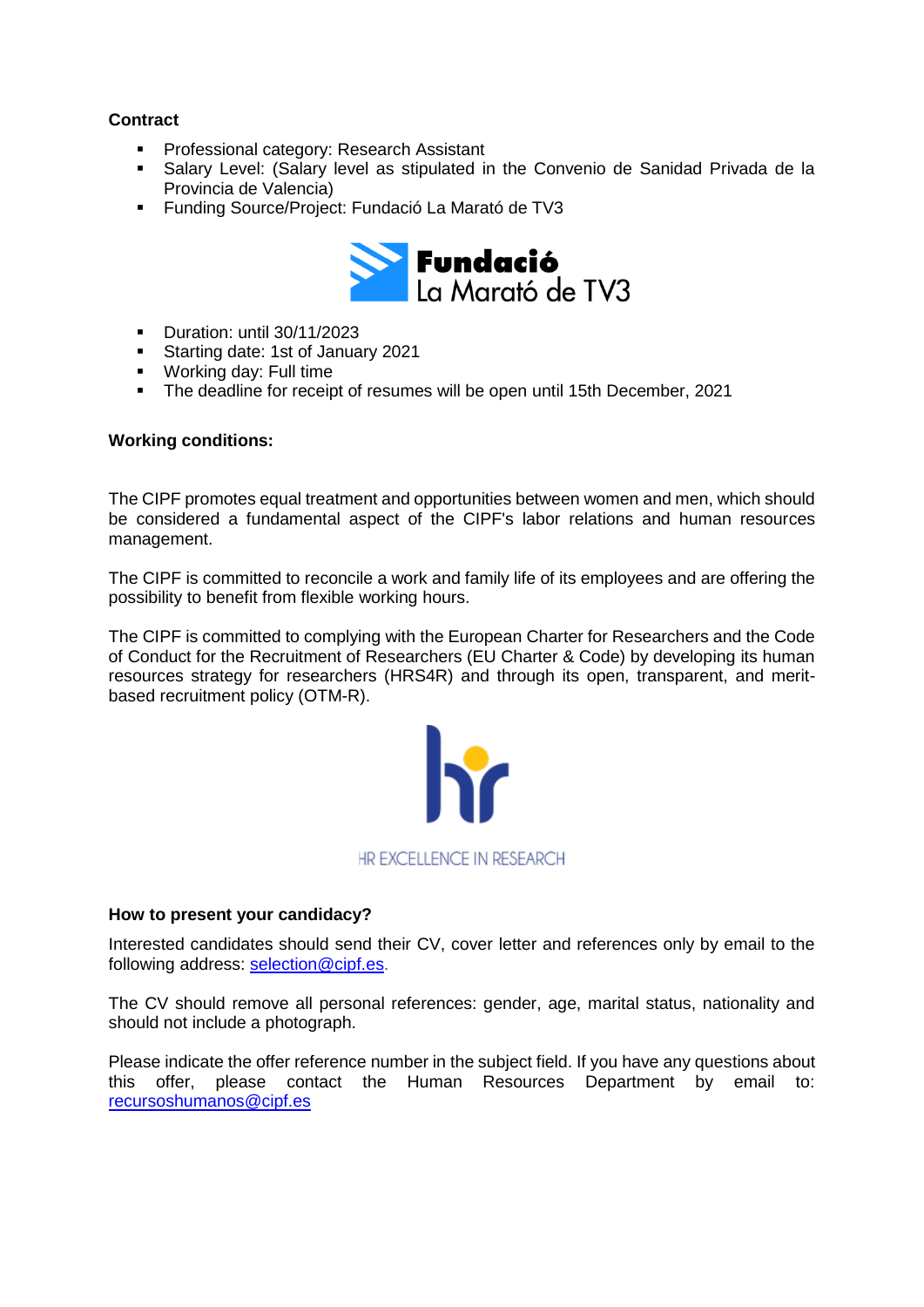**Contract**

- Professional category: Research Assistant
- Salary Level: (Salary level as stipulated in the Convenio de Sanidad Privada de la Provincia de Valencia)
- Funding Source/Project: Fundació La Marató de TV3

- Duration: until 30/11/2023
- Starting date: 1st of January 2021
- Working day: Full time
- The deadline for receipt of resumes will be open until 15th December, 2021

**Working conditions:**

The CIPF promotes equal treatment and opportunities between women and men, which should be considered a fundamental aspect of the CIPF's labor relations and human resources management.

The CIPF is committed to reconcile a work and family life of its employees and are offering the possibility to benefit from flexible working hours.

The CIPF is committed to complying with the European Charter for Researchers and the Code of Conduct for the Recruitment of Researchers (EU Charter & Code) by developing its human resources strategy for researchers (HRS4R) and through its open, transparent, and merit-based recruitment policy (OTM-R).

**How to present your candidacy?**

Interested candidates should send their CV, cover letter and references only by email to the following address: selection@cipf.es.

The CV should remove all personal references: gender, age, marital status, nationality and should not include a photograph.

Please indicate the offer reference number in the subject field. If you have any questions about this offer, please contact the Human Resources Department by email to: recursoshumanos@cipf.es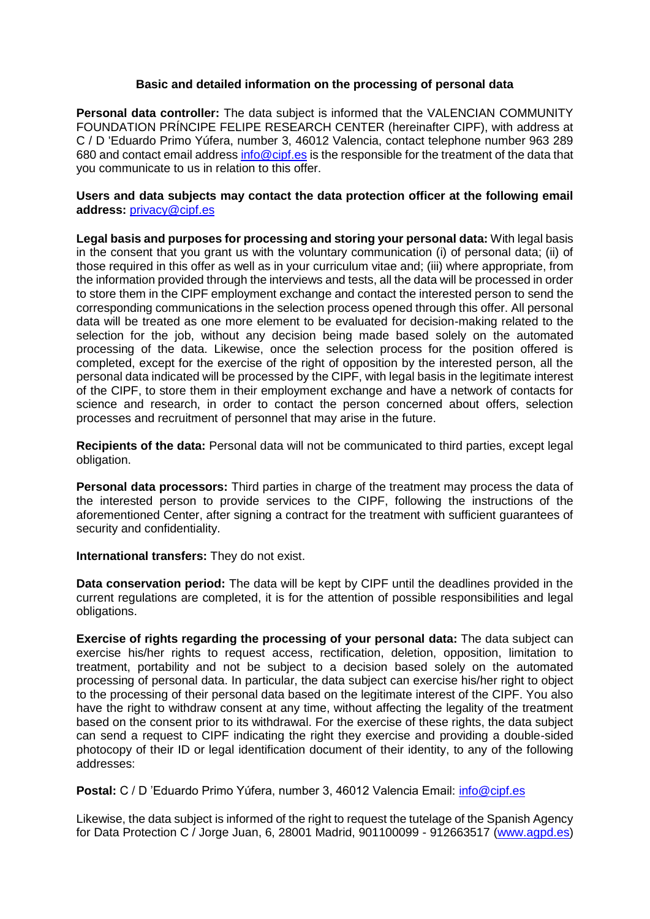## Basic and detailed information on the processing of personal data

**Personal data controller:** The data subject is informed that the VALENCIAN COMMUNITY FOUNDATION PRÍNCIPE FELIPE RESEARCH CENTER (hereinafter CIPF), with address at C / D 'Eduardo Primo Yúfera, number 3, 46012 Valencia, contact telephone number 963 289 680 and contact email address info@cipf.es is the responsible for the treatment of the data that you communicate to us in relation to this offer.

**Users and data subjects may contact the data protection officer at the following email address:** privacy@cipf.es

**Legal basis and purposes for processing and storing your personal data:** With legal basis in the consent that you grant us with the voluntary communication (i) of personal data; (ii) of those required in this offer as well as in your curriculum vitae and; (iii) where appropriate, from the information provided through the interviews and tests, all the data will be processed in order to store them in the CIPF employment exchange and contact the interested person to send the corresponding communications in the selection process opened through this offer. All personal data will be treated as one more element to be evaluated for decision-making related to the selection for the job, without any decision being made based solely on the automated processing of the data. Likewise, once the selection process for the position offered is completed, except for the exercise of the right of opposition by the interested person, all the personal data indicated will be processed by the CIPF, with legal basis in the legitimate interest of the CIPF, to store them in their employment exchange and have a network of contacts for science and research, in order to contact the person concerned about offers, selection processes and recruitment of personnel that may arise in the future.

**Recipients of the data:** Personal data will not be communicated to third parties, except legal obligation.

**Personal data processors:** Third parties in charge of the treatment may process the data of the interested person to provide services to the CIPF, following the instructions of the aforementioned Center, after signing a contract for the treatment with sufficient guarantees of security and confidentiality.

**International transfers:** They do not exist.

**Data conservation period:** The data will be kept by CIPF until the deadlines provided in the current regulations are completed, it is for the attention of possible responsibilities and legal obligations.

**Exercise of rights regarding the processing of your personal data:** The data subject can exercise his/her rights to request access, rectification, deletion, opposition, limitation to treatment, portability and not be subject to a decision based solely on the automated processing of personal data. In particular, the data subject can exercise his/her right to object to the processing of their personal data based on the legitimate interest of the CIPF. You also have the right to withdraw consent at any time, without affecting the legality of the treatment based on the consent prior to its withdrawal. For the exercise of these rights, the data subject can send a request to CIPF indicating the right they exercise and providing a double-sided photocopy of their ID or legal identification document of their identity, to any of the following addresses:

**Postal:** C / D 'Eduardo Primo Yúfera, number 3, 46012 Valencia Email: info@cipf.es

Likewise, the data subject is informed of the right to request the tutelage of the Spanish Agency for Data Protection C / Jorge Juan, 6, 28001 Madrid, 901100099 - 912663517 (www.agpd.es)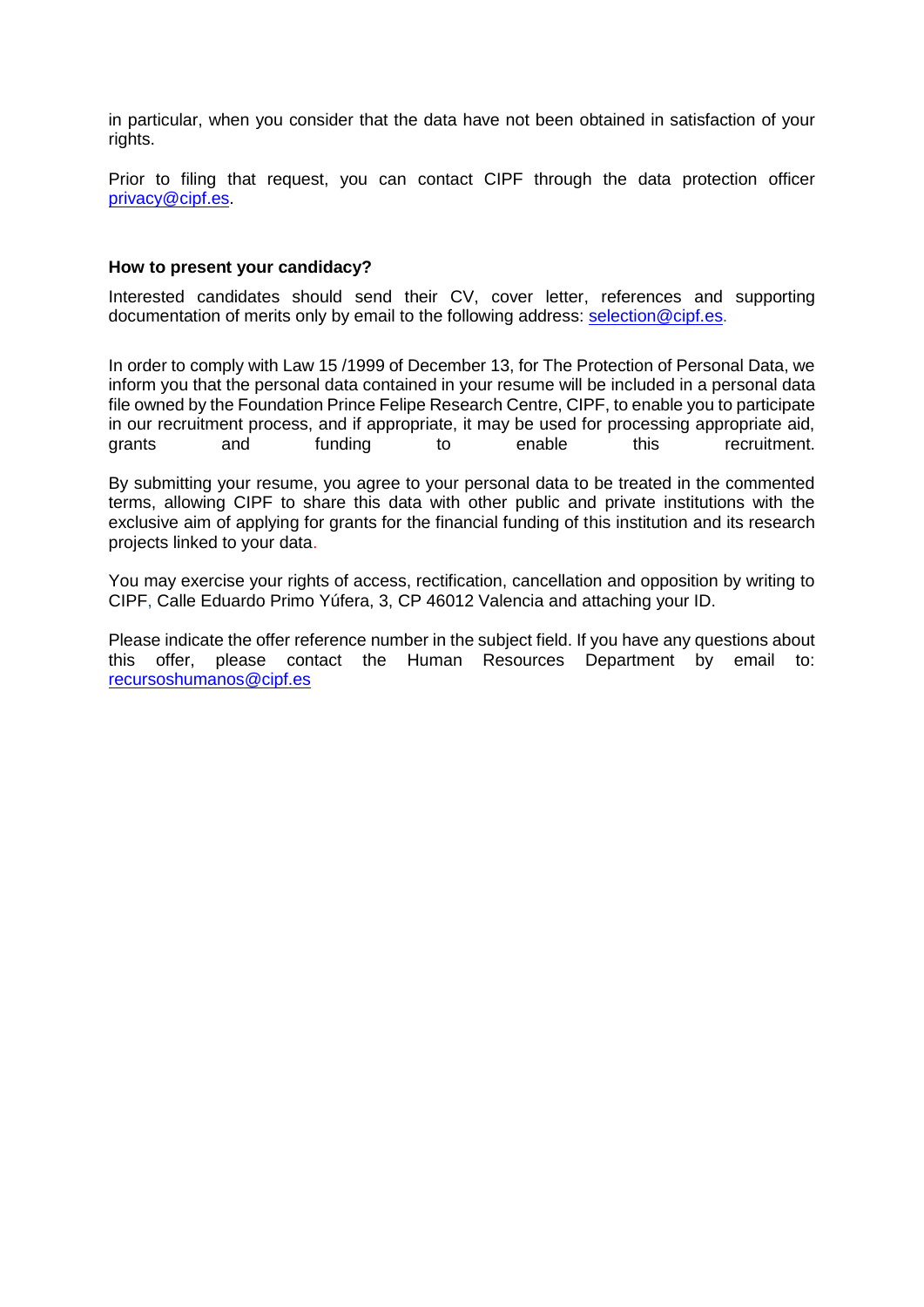in particular, when you consider that the data have not been obtained in satisfaction of your rights.

Prior to filing that request, you can contact CIPF through the data protection officer privacy@cipf.es.

**How to present your candidacy?**

Interested candidates should send their CV, cover letter, references and supporting documentation of merits only by email to the following address: selection@cipf.es.

In order to comply with Law 15 /1999 of December 13, for The Protection of Personal Data, we inform you that the personal data contained in your resume will be included in a personal data file owned by the Foundation Prince Felipe Research Centre, CIPF, to enable you to participate in our recruitment process, and if appropriate, it may be used for processing appropriate aid, grants and funding to enable this recruitment.

By submitting your resume, you agree to your personal data to be treated in the commented terms, allowing CIPF to share this data with other public and private institutions with the exclusive aim of applying for grants for the financial funding of this institution and its research projects linked to your data.

You may exercise your rights of access, rectification, cancellation and opposition by writing to CIPF, Calle Eduardo Primo Yúfera, 3, CP 46012 Valencia and attaching your ID.

Please indicate the offer reference number in the subject field. If you have any questions about this offer, please contact the Human Resources Department by email to: recursoshumanos@cipf.es